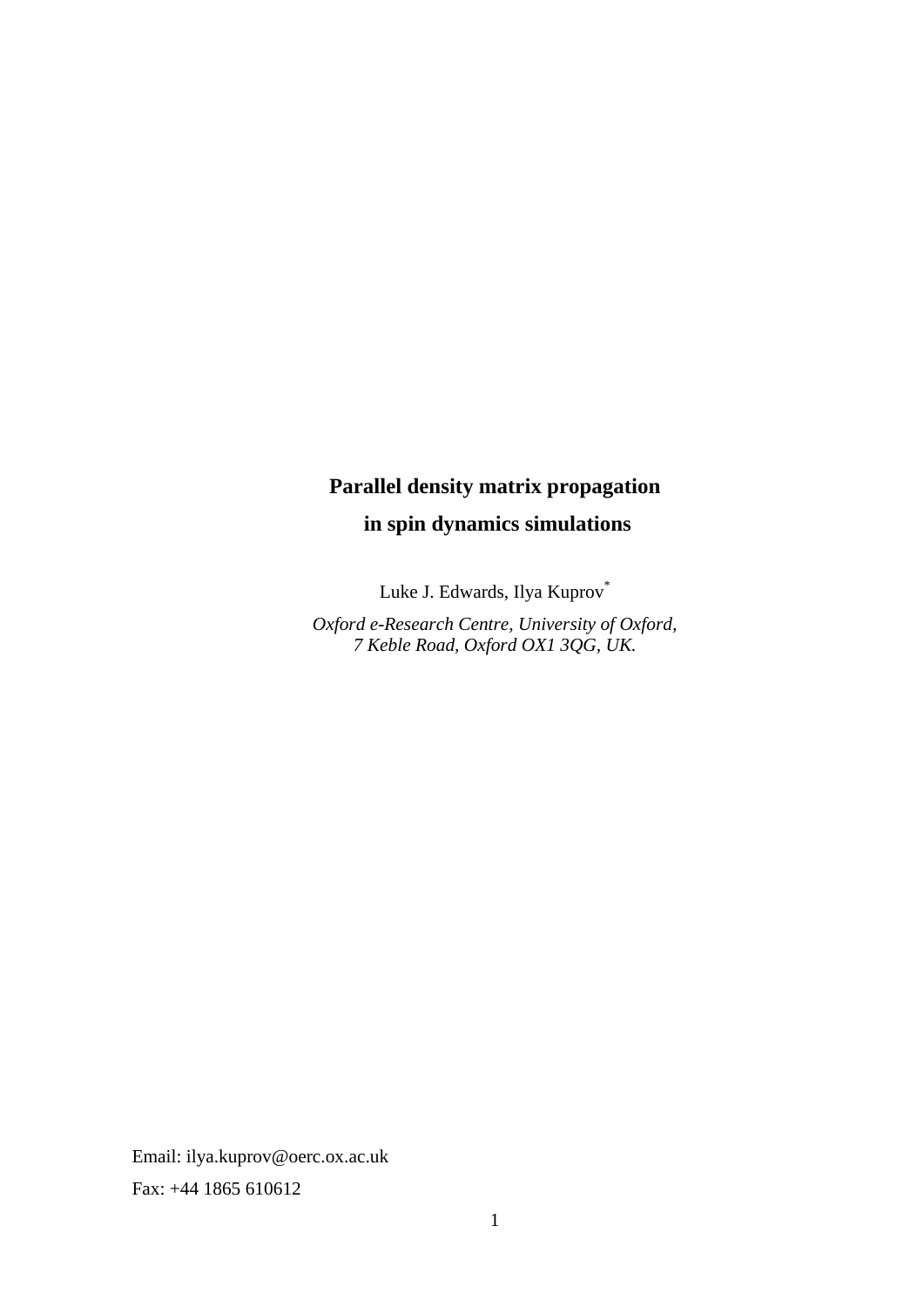# Parallel density matrix propagation in spin dynamics simulations

Luke J. Edwards, Ilya Kuprov[*]

*Oxford e-Research Centre, University of Oxford,*
*7 Keble Road, Oxford OX1 3QG, UK.*

Email: ilya.kuprov@oerc.ox.ac.uk

Fax: +44 1865 610612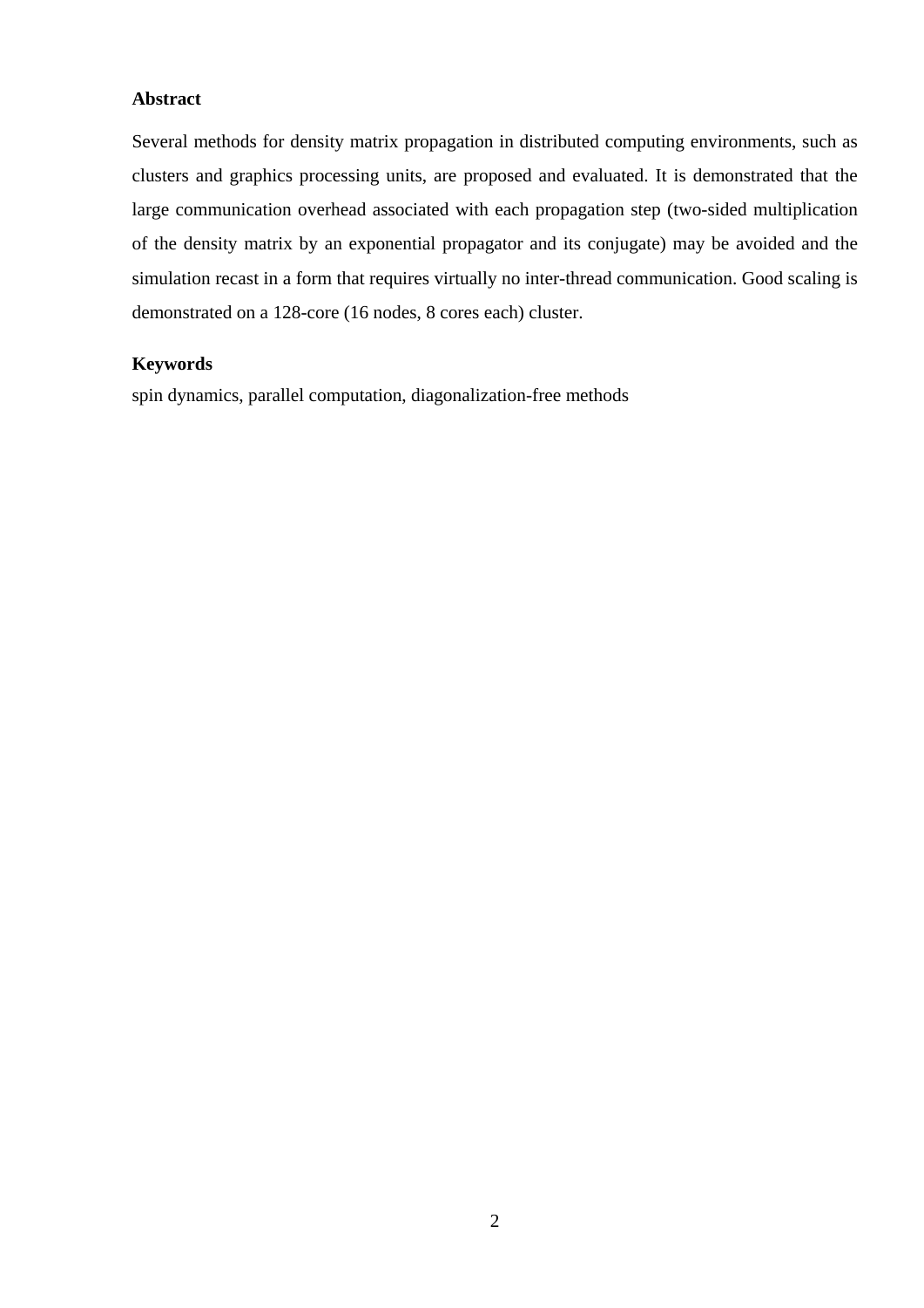**Abstract**

Several methods for density matrix propagation in distributed computing environments, such as clusters and graphics processing units, are proposed and evaluated. It is demonstrated that the large communication overhead associated with each propagation step (two-sided multiplication of the density matrix by an exponential propagator and its conjugate) may be avoided and the simulation recast in a form that requires virtually no inter-thread communication. Good scaling is demonstrated on a 128-core (16 nodes, 8 cores each) cluster.

**Keywords**

spin dynamics, parallel computation, diagonalization-free methods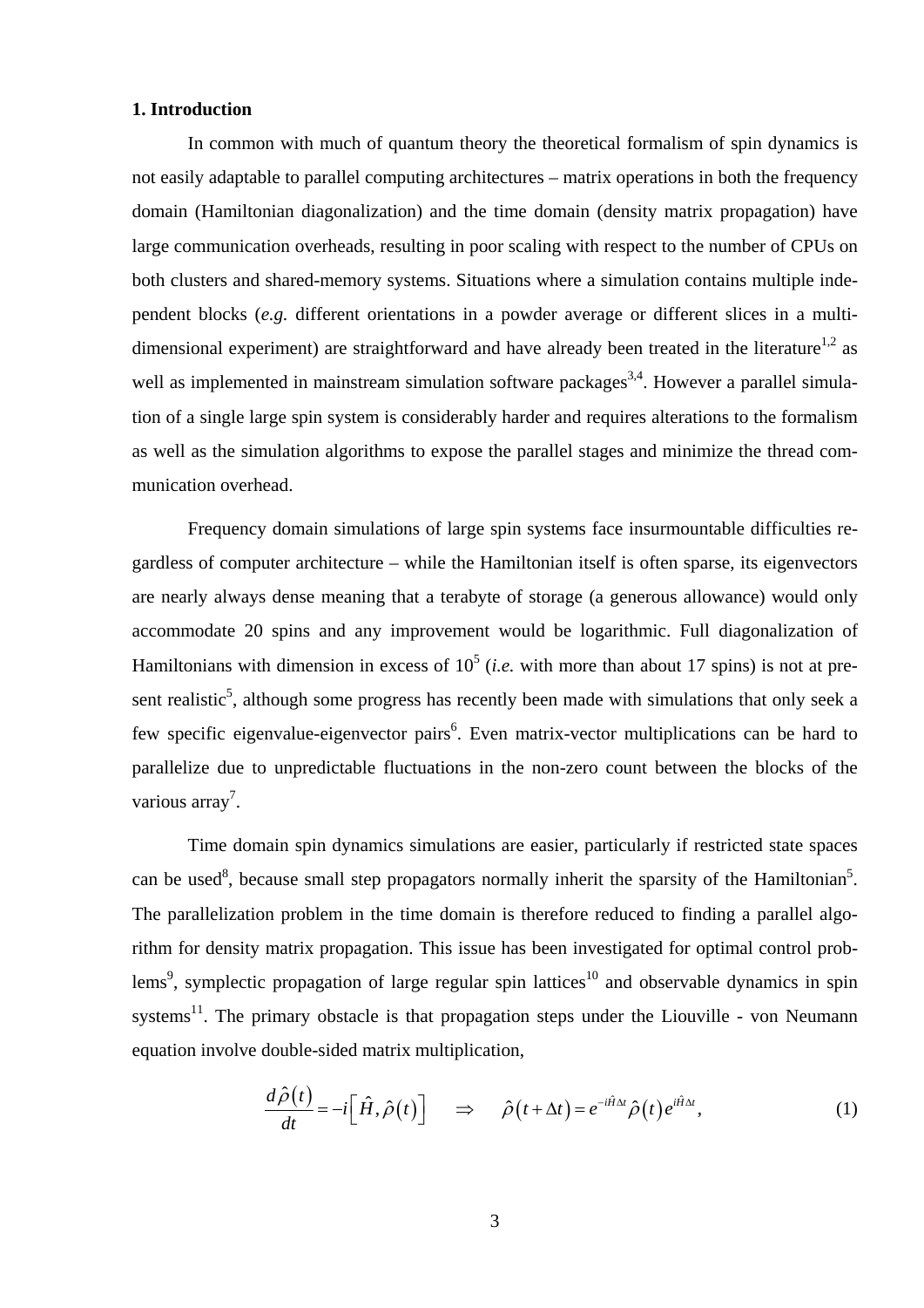## 1. Introduction

In common with much of quantum theory the theoretical formalism of spin dynamics is not easily adaptable to parallel computing architectures – matrix operations in both the frequency domain (Hamiltonian diagonalization) and the time domain (density matrix propagation) have large communication overheads, resulting in poor scaling with respect to the number of CPUs on both clusters and shared-memory systems. Situations where a simulation contains multiple independent blocks (*e.g.* different orientations in a powder average or different slices in a multi-dimensional experiment) are straightforward and have already been treated in the literature[1,2] as well as implemented in mainstream simulation software packages[3,4]. However a parallel simulation of a single large spin system is considerably harder and requires alterations to the formalism as well as the simulation algorithms to expose the parallel stages and minimize the thread communication overhead.

Frequency domain simulations of large spin systems face insurmountable difficulties regardless of computer architecture – while the Hamiltonian itself is often sparse, its eigenvectors are nearly always dense meaning that a terabyte of storage (a generous allowance) would only accommodate 20 spins and any improvement would be logarithmic. Full diagonalization of Hamiltonians with dimension in excess of $10^5$ (*i.e.* with more than about 17 spins) is not at present realistic[5], although some progress has recently been made with simulations that only seek a few specific eigenvalue-eigenvector pairs[6]. Even matrix-vector multiplications can be hard to parallelize due to unpredictable fluctuations in the non-zero count between the blocks of the various array[7].

Time domain spin dynamics simulations are easier, particularly if restricted state spaces can be used[8], because small step propagators normally inherit the sparsity of the Hamiltonian[5]. The parallelization problem in the time domain is therefore reduced to finding a parallel algorithm for density matrix propagation. This issue has been investigated for optimal control problems[9], symplectic propagation of large regular spin lattices[10] and observable dynamics in spin systems[11]. The primary obstacle is that propagation steps under the Liouville - von Neumann equation involve double-sided matrix multiplication,

$$\frac{d\hat{\rho}(t)}{dt} = -i\left[\hat{H}, \hat{\rho}(t)\right] \quad \Rightarrow \quad \hat{\rho}(t+\Delta t) = e^{-i\hat{H}\Delta t}\hat{\rho}(t)e^{i\hat{H}\Delta t}, \tag{1}$$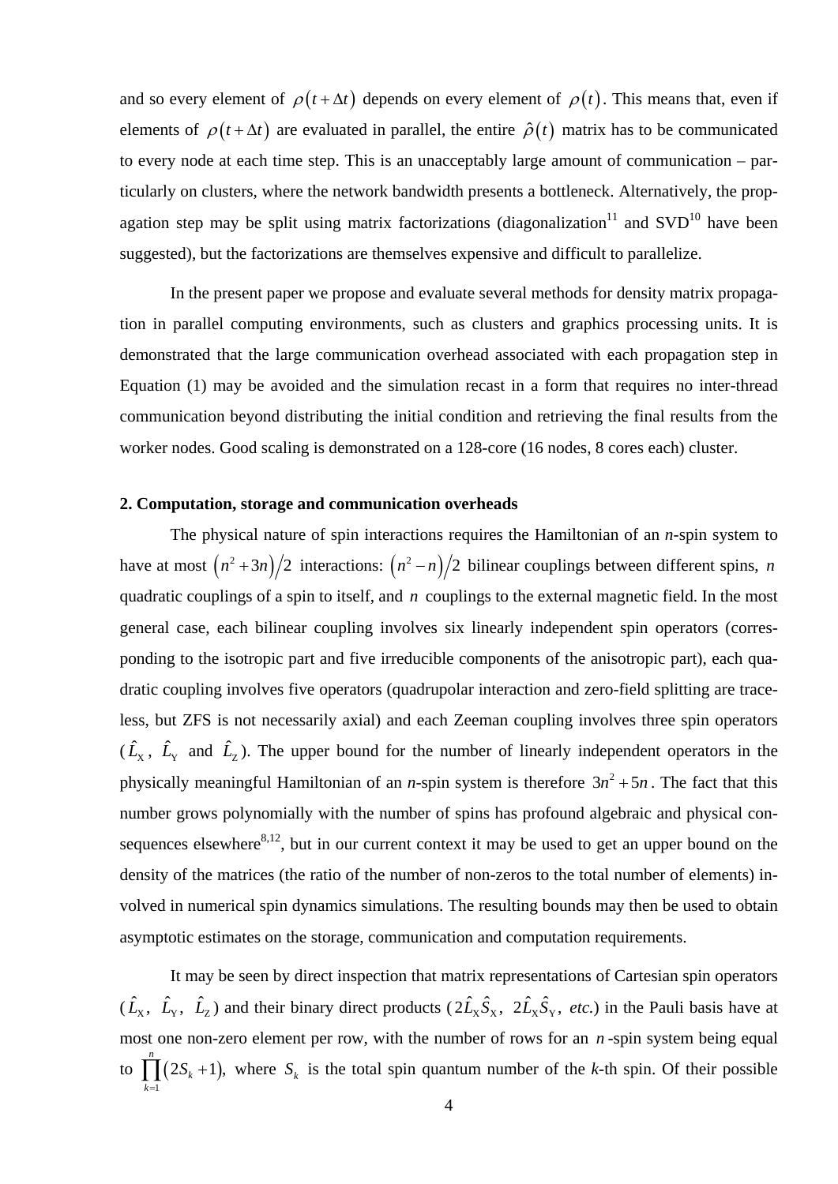and so every element of $\rho(t+\Delta t)$ depends on every element of $\rho(t)$. This means that, even if elements of $\rho(t+\Delta t)$ are evaluated in parallel, the entire $\hat{\rho}(t)$ matrix has to be communicated to every node at each time step. This is an unacceptably large amount of communication – particularly on clusters, where the network bandwidth presents a bottleneck. Alternatively, the propagation step may be split using matrix factorizations (diagonalization[11] and SVD[10] have been suggested), but the factorizations are themselves expensive and difficult to parallelize.

In the present paper we propose and evaluate several methods for density matrix propagation in parallel computing environments, such as clusters and graphics processing units. It is demonstrated that the large communication overhead associated with each propagation step in Equation (1) may be avoided and the simulation recast in a form that requires no inter-thread communication beyond distributing the initial condition and retrieving the final results from the worker nodes. Good scaling is demonstrated on a 128-core (16 nodes, 8 cores each) cluster.

**2. Computation, storage and communication overheads**

The physical nature of spin interactions requires the Hamiltonian of an *n*-spin system to have at most $(n^2+3n)/2$ interactions: $(n^2-n)/2$ bilinear couplings between different spins, $n$ quadratic couplings of a spin to itself, and $n$ couplings to the external magnetic field. In the most general case, each bilinear coupling involves six linearly independent spin operators (corresponding to the isotropic part and five irreducible components of the anisotropic part), each quadratic coupling involves five operators (quadrupolar interaction and zero-field splitting are traceless, but ZFS is not necessarily axial) and each Zeeman coupling involves three spin operators ($\hat{L}_{\mathrm{X}}$, $\hat{L}_{\mathrm{Y}}$ and $\hat{L}_{\mathrm{Z}}$). The upper bound for the number of linearly independent operators in the physically meaningful Hamiltonian of an *n*-spin system is therefore $3n^2+5n$. The fact that this number grows polynomially with the number of spins has profound algebraic and physical consequences elsewhere[8,12], but in our current context it may be used to get an upper bound on the density of the matrices (the ratio of the number of non-zeros to the total number of elements) involved in numerical spin dynamics simulations. The resulting bounds may then be used to obtain asymptotic estimates on the storage, communication and computation requirements.

It may be seen by direct inspection that matrix representations of Cartesian spin operators ($\hat{L}_{\mathrm{X}}$, $\hat{L}_{\mathrm{Y}}$, $\hat{L}_{\mathrm{Z}}$) and their binary direct products ($2\hat{L}_{\mathrm{X}}\hat{S}_{\mathrm{X}}$, $2\hat{L}_{\mathrm{X}}\hat{S}_{\mathrm{Y}}$, *etc.*) in the Pauli basis have at most one non-zero element per row, with the number of rows for an $n$-spin system being equal to $\prod_{k=1}^{n}(2S_k+1)$, where $S_k$ is the total spin quantum number of the *k*-th spin. Of their possible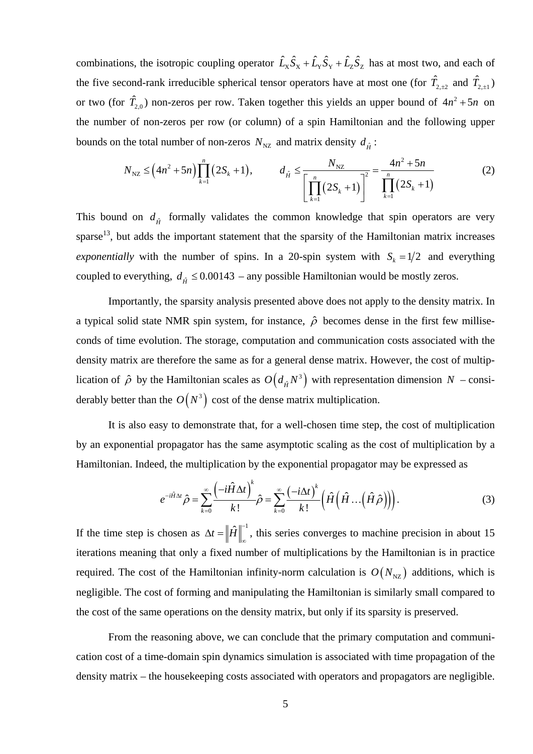combinations, the isotropic coupling operator $\hat{L}_{\mathrm{X}}\hat{S}_{\mathrm{X}}+\hat{L}_{\mathrm{Y}}\hat{S}_{\mathrm{Y}}+\hat{L}_{\mathrm{Z}}\hat{S}_{\mathrm{Z}}$ has at most two, and each of the five second-rank irreducible spherical tensor operators have at most one (for $\hat{T}_{2,\pm 2}$ and $\hat{T}_{2,\pm 1}$) or two (for $\hat{T}_{2,0}$) non-zeros per row. Taken together this yields an upper bound of $4n^2+5n$ on the number of non-zeros per row (or column) of a spin Hamiltonian and the following upper bounds on the total number of non-zeros $N_{\mathrm{NZ}}$ and matrix density $d_{\hat{H}}$:

$$N_{\mathrm{NZ}} \le \left(4n^2+5n\right)\prod_{k=1}^{n}\left(2S_k+1\right), \qquad d_{\hat{H}} \le \frac{N_{\mathrm{NZ}}}{\left[\prod_{k=1}^{n}\left(2S_k+1\right)\right]^2} = \frac{4n^2+5n}{\prod_{k=1}^{n}\left(2S_k+1\right)} \tag{2}$$

This bound on $d_{\hat{H}}$ formally validates the common knowledge that spin operators are very sparse[13], but adds the important statement that the sparsity of the Hamiltonian matrix increases *exponentially* with the number of spins. In a 20-spin system with $S_k = 1/2$ and everything coupled to everything, $d_{\hat{H}} \le 0.00143$ – any possible Hamiltonian would be mostly zeros.

Importantly, the sparsity analysis presented above does not apply to the density matrix. In a typical solid state NMR spin system, for instance, $\hat{\rho}$ becomes dense in the first few milliseconds of time evolution. The storage, computation and communication costs associated with the density matrix are therefore the same as for a general dense matrix. However, the cost of multiplication of $\hat{\rho}$ by the Hamiltonian scales as $O\left(d_{\hat{H}}N^3\right)$ with representation dimension $N$ – considerably better than the $O\left(N^3\right)$ cost of the dense matrix multiplication.

It is also easy to demonstrate that, for a well-chosen time step, the cost of multiplication by an exponential propagator has the same asymptotic scaling as the cost of multiplication by a Hamiltonian. Indeed, the multiplication by the exponential propagator may be expressed as

$$e^{-i\hat{H}\Delta t}\hat{\rho} = \sum_{k=0}^{\infty}\frac{\left(-i\hat{H}\Delta t\right)^k}{k!}\hat{\rho} = \sum_{k=0}^{\infty}\frac{\left(-i\Delta t\right)^k}{k!}\left(\hat{H}\left(\hat{H}\ldots\left(\hat{H}\hat{\rho}\right)\right)\right). \tag{3}$$

If the time step is chosen as $\Delta t = \left\|\hat{H}\right\|_{\infty}^{-1}$, this series converges to machine precision in about 15 iterations meaning that only a fixed number of multiplications by the Hamiltonian is in practice required. The cost of the Hamiltonian infinity-norm calculation is $O\left(N_{\mathrm{NZ}}\right)$ additions, which is negligible. The cost of forming and manipulating the Hamiltonian is similarly small compared to the cost of the same operations on the density matrix, but only if its sparsity is preserved.

From the reasoning above, we can conclude that the primary computation and communication cost of a time-domain spin dynamics simulation is associated with time propagation of the density matrix – the housekeeping costs associated with operators and propagators are negligible.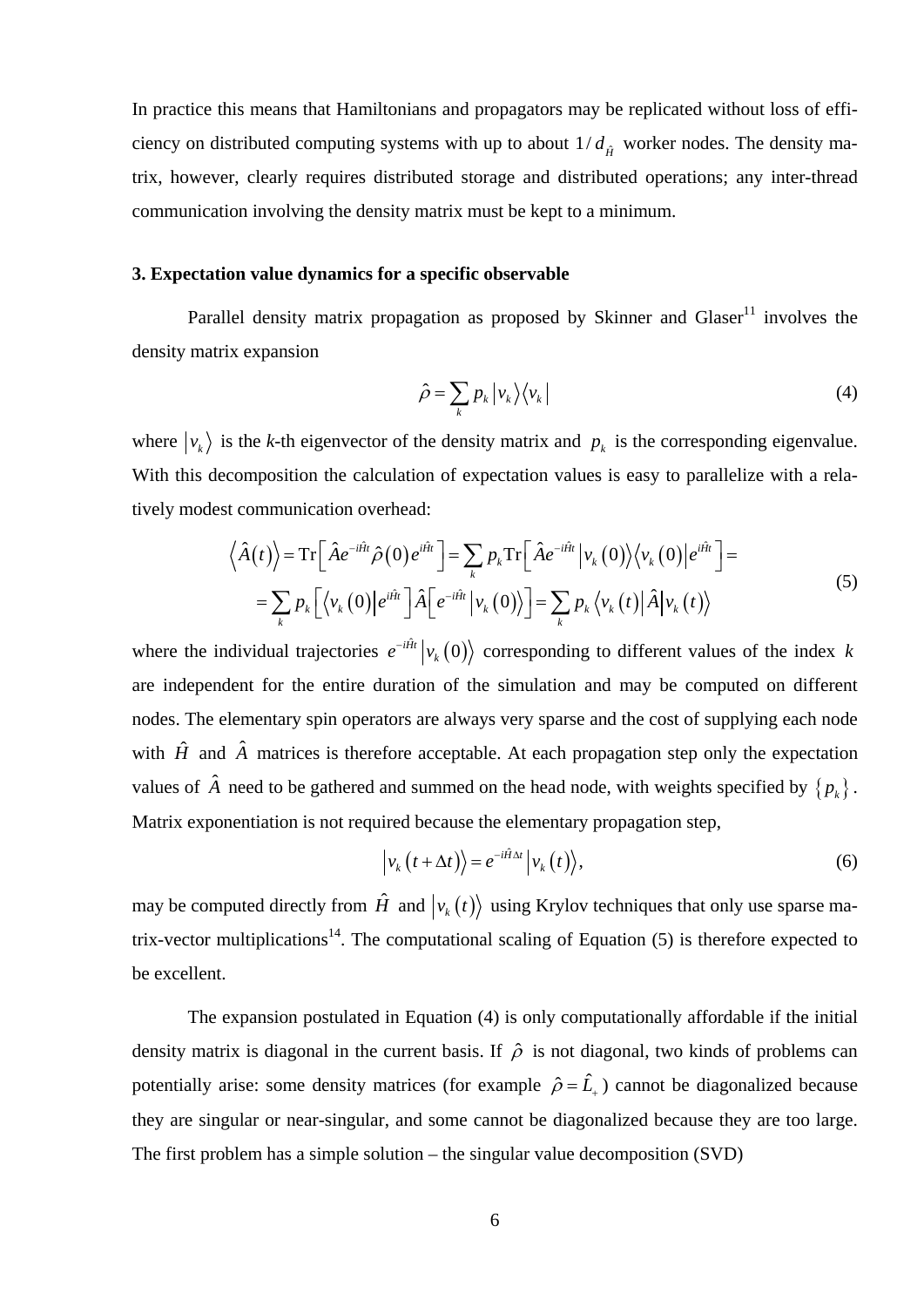In practice this means that Hamiltonians and propagators may be replicated without loss of efficiency on distributed computing systems with up to about $1/d_{\hat{H}}$ worker nodes. The density matrix, however, clearly requires distributed storage and distributed operations; any inter-thread communication involving the density matrix must be kept to a minimum.

### 3. Expectation value dynamics for a specific observable

Parallel density matrix propagation as proposed by Skinner and Glaser[11] involves the density matrix expansion

$$\hat{\rho} = \sum_k p_k \left| v_k \right\rangle \left\langle v_k \right| \tag{4}$$

where $\left| v_k \right\rangle$ is the *k*-th eigenvector of the density matrix and $p_k$ is the corresponding eigenvalue. With this decomposition the calculation of expectation values is easy to parallelize with a relatively modest communication overhead:

$$\begin{aligned} \left\langle \hat{A}(t) \right\rangle &= \mathrm{Tr}\left[ \hat{A} e^{-i\hat{H}t} \hat{\rho}(0) e^{i\hat{H}t} \right] = \sum_k p_k \mathrm{Tr}\left[ \hat{A} e^{-i\hat{H}t} \left| v_k(0) \right\rangle \left\langle v_k(0) \right| e^{i\hat{H}t} \right] = \\ &= \sum_k p_k \left[ \left\langle v_k(0) \right| e^{i\hat{H}t} \right] \hat{A} \left[ e^{-i\hat{H}t} \left| v_k(0) \right\rangle \right] = \sum_k p_k \left\langle v_k(t) \right| \hat{A} \left| v_k(t) \right\rangle \end{aligned} \tag{5}$$

where the individual trajectories $e^{-i\hat{H}t} \left| v_k(0) \right\rangle$ corresponding to different values of the index $k$ are independent for the entire duration of the simulation and may be computed on different nodes. The elementary spin operators are always very sparse and the cost of supplying each node with $\hat{H}$ and $\hat{A}$ matrices is therefore acceptable. At each propagation step only the expectation values of $\hat{A}$ need to be gathered and summed on the head node, with weights specified by $\{p_k\}$. Matrix exponentiation is not required because the elementary propagation step,

$$\left| v_k(t+\Delta t) \right\rangle = e^{-i\hat{H}\Delta t} \left| v_k(t) \right\rangle, \tag{6}$$

may be computed directly from $\hat{H}$ and $\left| v_k(t) \right\rangle$ using Krylov techniques that only use sparse matrix-vector multiplications[14]. The computational scaling of Equation (5) is therefore expected to be excellent.

The expansion postulated in Equation (4) is only computationally affordable if the initial density matrix is diagonal in the current basis. If $\hat{\rho}$ is not diagonal, two kinds of problems can potentially arise: some density matrices (for example $\hat{\rho} = \hat{L}_+$) cannot be diagonalized because they are singular or near-singular, and some cannot be diagonalized because they are too large. The first problem has a simple solution – the singular value decomposition (SVD)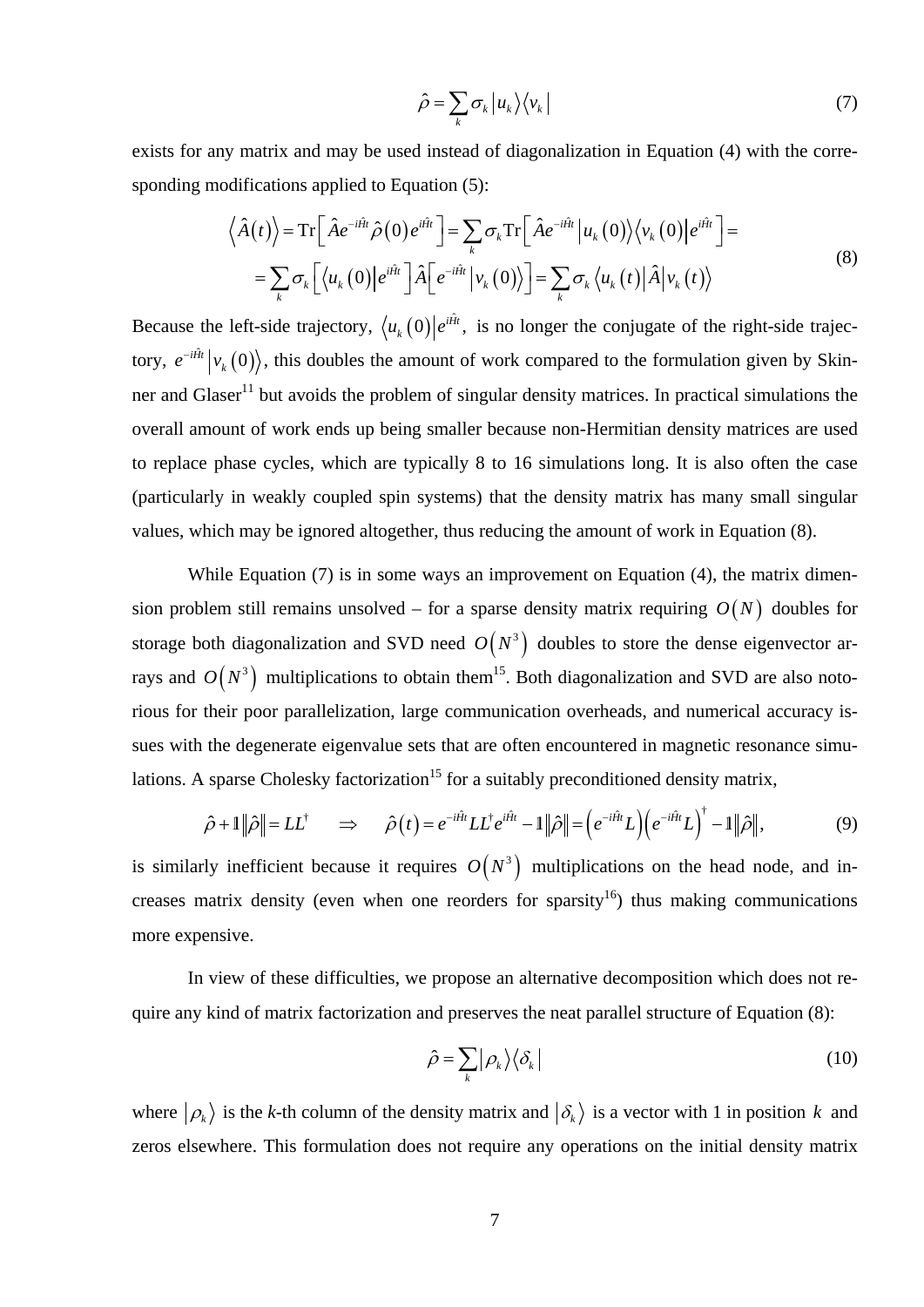$$\hat{\rho} = \sum_k \sigma_k \left| u_k \right\rangle \left\langle v_k \right| \tag{7}$$

exists for any matrix and may be used instead of diagonalization in Equation (4) with the corresponding modifications applied to Equation (5):

$$\begin{aligned} \left\langle \hat{A}(t) \right\rangle &= \mathrm{Tr}\left[ \hat{A} e^{-i\hat{H}t} \hat{\rho}(0) e^{i\hat{H}t} \right] = \sum_k \sigma_k \mathrm{Tr}\left[ \hat{A} e^{-i\hat{H}t} \left| u_k(0) \right\rangle \left\langle v_k(0) \right| e^{i\hat{H}t} \right] = \\ &= \sum_k \sigma_k \left[ \left\langle u_k(0) \right| e^{i\hat{H}t} \right] \hat{A} \left[ e^{-i\hat{H}t} \left| v_k(0) \right\rangle \right] = \sum_k \sigma_k \left\langle u_k(t) \right| \hat{A} \left| v_k(t) \right\rangle \end{aligned} \tag{8}$$

Because the left-side trajectory, $\left\langle u_k(0) \right| e^{i\hat{H}t}$, is no longer the conjugate of the right-side trajectory, $e^{-i\hat{H}t} \left| v_k(0) \right\rangle$, this doubles the amount of work compared to the formulation given by Skinner and Glaser[11] but avoids the problem of singular density matrices. In practical simulations the overall amount of work ends up being smaller because non-Hermitian density matrices are used to replace phase cycles, which are typically 8 to 16 simulations long. It is also often the case (particularly in weakly coupled spin systems) that the density matrix has many small singular values, which may be ignored altogether, thus reducing the amount of work in Equation (8).

While Equation (7) is in some ways an improvement on Equation (4), the matrix dimension problem still remains unsolved – for a sparse density matrix requiring $O(N)$ doubles for storage both diagonalization and SVD need $O(N^3)$ doubles to store the dense eigenvector arrays and $O(N^3)$ multiplications to obtain them[15]. Both diagonalization and SVD are also notorious for their poor parallelization, large communication overheads, and numerical accuracy issues with the degenerate eigenvalue sets that are often encountered in magnetic resonance simulations. A sparse Cholesky factorization[15] for a suitably preconditioned density matrix,

$$\hat{\rho} + \mathbb{1}\left\| \hat{\rho} \right\| = LL^\dagger \quad \Rightarrow \quad \hat{\rho}(t) = e^{-i\hat{H}t} LL^\dagger e^{i\hat{H}t} - \mathbb{1}\left\| \hat{\rho} \right\| = \left( e^{-i\hat{H}t} L \right) \left( e^{-i\hat{H}t} L \right)^\dagger - \mathbb{1}\left\| \hat{\rho} \right\|, \tag{9}$$

is similarly inefficient because it requires $O(N^3)$ multiplications on the head node, and increases matrix density (even when one reorders for sparsity[16]) thus making communications more expensive.

In view of these difficulties, we propose an alternative decomposition which does not require any kind of matrix factorization and preserves the neat parallel structure of Equation (8):

$$\hat{\rho} = \sum_k \left| \rho_k \right\rangle \left\langle \delta_k \right| \tag{10}$$

where $\left| \rho_k \right\rangle$ is the *k*-th column of the density matrix and $\left| \delta_k \right\rangle$ is a vector with 1 in position $k$ and zeros elsewhere. This formulation does not require any operations on the initial density matrix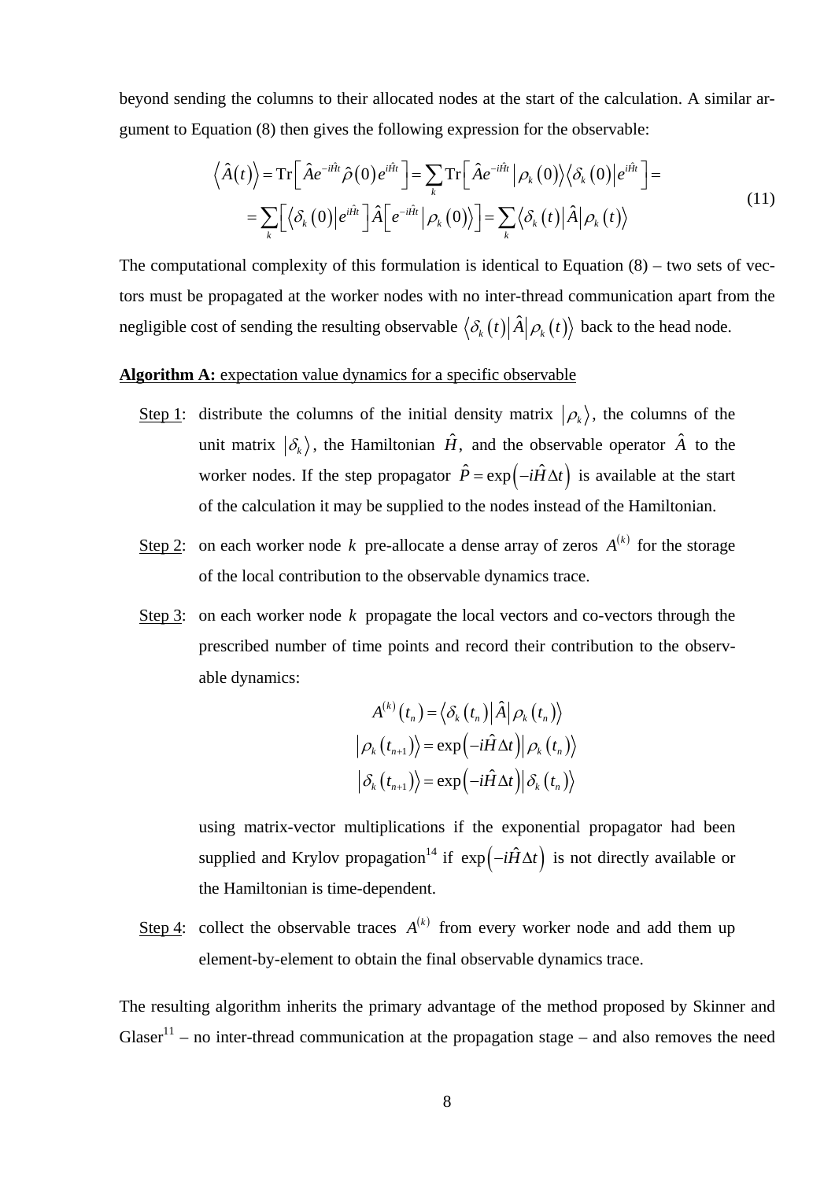beyond sending the columns to their allocated nodes at the start of the calculation. A similar argument to Equation (8) then gives the following expression for the observable:

$$
\begin{aligned}
\left\langle \hat{A}(t) \right\rangle &= \mathrm{Tr}\left[ \hat{A} e^{-i\hat{H}t} \hat{\rho}(0) e^{i\hat{H}t} \right] = \sum_k \mathrm{Tr}\left[ \hat{A} e^{-i\hat{H}t} \left| \rho_k(0) \right\rangle \left\langle \delta_k(0) \right| e^{i\hat{H}t} \right] = \\
&= \sum_k \left[ \left\langle \delta_k(0) \right| e^{i\hat{H}t} \right] \hat{A} \left[ e^{-i\hat{H}t} \left| \rho_k(0) \right\rangle \right] = \sum_k \left\langle \delta_k(t) \right| \hat{A} \left| \rho_k(t) \right\rangle
\end{aligned}
\tag{11}
$$

The computational complexity of this formulation is identical to Equation (8) – two sets of vectors must be propagated at the worker nodes with no inter-thread communication apart from the negligible cost of sending the resulting observable $\left\langle \delta_k(t) \right| \hat{A} \left| \rho_k(t) \right\rangle$ back to the head node.

**Algorithm A:** expectation value dynamics for a specific observable

Step 1: distribute the columns of the initial density matrix $\left| \rho_k \right\rangle$, the columns of the unit matrix $\left| \delta_k \right\rangle$, the Hamiltonian $\hat{H}$, and the observable operator $\hat{A}$ to the worker nodes. If the step propagator $\hat{P} = \exp\left(-i\hat{H}\Delta t\right)$ is available at the start of the calculation it may be supplied to the nodes instead of the Hamiltonian.

Step 2: on each worker node $k$ pre-allocate a dense array of zeros $A^{(k)}$ for the storage of the local contribution to the observable dynamics trace.

Step 3: on each worker node $k$ propagate the local vectors and co-vectors through the prescribed number of time points and record their contribution to the observable dynamics:

$$
\begin{aligned}
A^{(k)}(t_n) &= \left\langle \delta_k(t_n) \right| \hat{A} \left| \rho_k(t_n) \right\rangle \\
\left| \rho_k(t_{n+1}) \right\rangle &= \exp\left(-i\hat{H}\Delta t\right) \left| \rho_k(t_n) \right\rangle \\
\left| \delta_k(t_{n+1}) \right\rangle &= \exp\left(-i\hat{H}\Delta t\right) \left| \delta_k(t_n) \right\rangle
\end{aligned}
$$

using matrix-vector multiplications if the exponential propagator had been supplied and Krylov propagation[14] if $\exp\left(-i\hat{H}\Delta t\right)$ is not directly available or the Hamiltonian is time-dependent.

Step 4: collect the observable traces $A^{(k)}$ from every worker node and add them up element-by-element to obtain the final observable dynamics trace.

The resulting algorithm inherits the primary advantage of the method proposed by Skinner and Glaser[11] – no inter-thread communication at the propagation stage – and also removes the need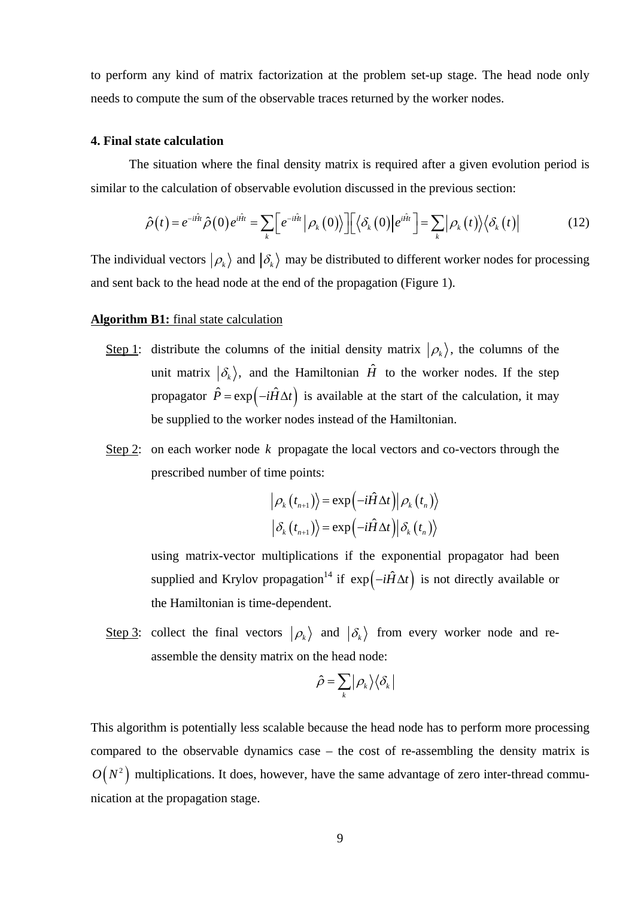to perform any kind of matrix factorization at the problem set-up stage. The head node only needs to compute the sum of the observable traces returned by the worker nodes.

### 4. Final state calculation

The situation where the final density matrix is required after a given evolution period is similar to the calculation of observable evolution discussed in the previous section:

$$\hat{\rho}(t) = e^{-i\hat{H}t}\hat{\rho}(0)e^{i\hat{H}t} = \sum_k \left[ e^{-i\hat{H}t} \left| \rho_k(0) \right\rangle \right] \left[ \left\langle \delta_k(0) \right| e^{i\hat{H}t} \right] = \sum_k \left| \rho_k(t) \right\rangle \left\langle \delta_k(t) \right| \tag{12}$$

The individual vectors $|\rho_k\rangle$ and $|\delta_k\rangle$ may be distributed to different worker nodes for processing and sent back to the head node at the end of the propagation (Figure 1).

**Algorithm B1:** final state calculation

Step 1: distribute the columns of the initial density matrix $|\rho_k\rangle$, the columns of the unit matrix $|\delta_k\rangle$, and the Hamiltonian $\hat{H}$ to the worker nodes. If the step propagator $\hat{P} = \exp(-i\hat{H}\Delta t)$ is available at the start of the calculation, it may be supplied to the worker nodes instead of the Hamiltonian.

Step 2: on each worker node $k$ propagate the local vectors and co-vectors through the prescribed number of time points:

$$\left| \rho_k(t_{n+1}) \right\rangle = \exp\left(-i\hat{H}\Delta t\right) \left| \rho_k(t_n) \right\rangle$$
$$\left| \delta_k(t_{n+1}) \right\rangle = \exp\left(-i\hat{H}\Delta t\right) \left| \delta_k(t_n) \right\rangle$$

using matrix-vector multiplications if the exponential propagator had been supplied and Krylov propagation[14] if $\exp(-i\hat{H}\Delta t)$ is not directly available or the Hamiltonian is time-dependent.

Step 3: collect the final vectors $|\rho_k\rangle$ and $|\delta_k\rangle$ from every worker node and re-assemble the density matrix on the head node:

$$\hat{\rho} = \sum_k \left| \rho_k \right\rangle \left\langle \delta_k \right|$$

This algorithm is potentially less scalable because the head node has to perform more processing compared to the observable dynamics case – the cost of re-assembling the density matrix is $O(N^2)$ multiplications. It does, however, have the same advantage of zero inter-thread communication at the propagation stage.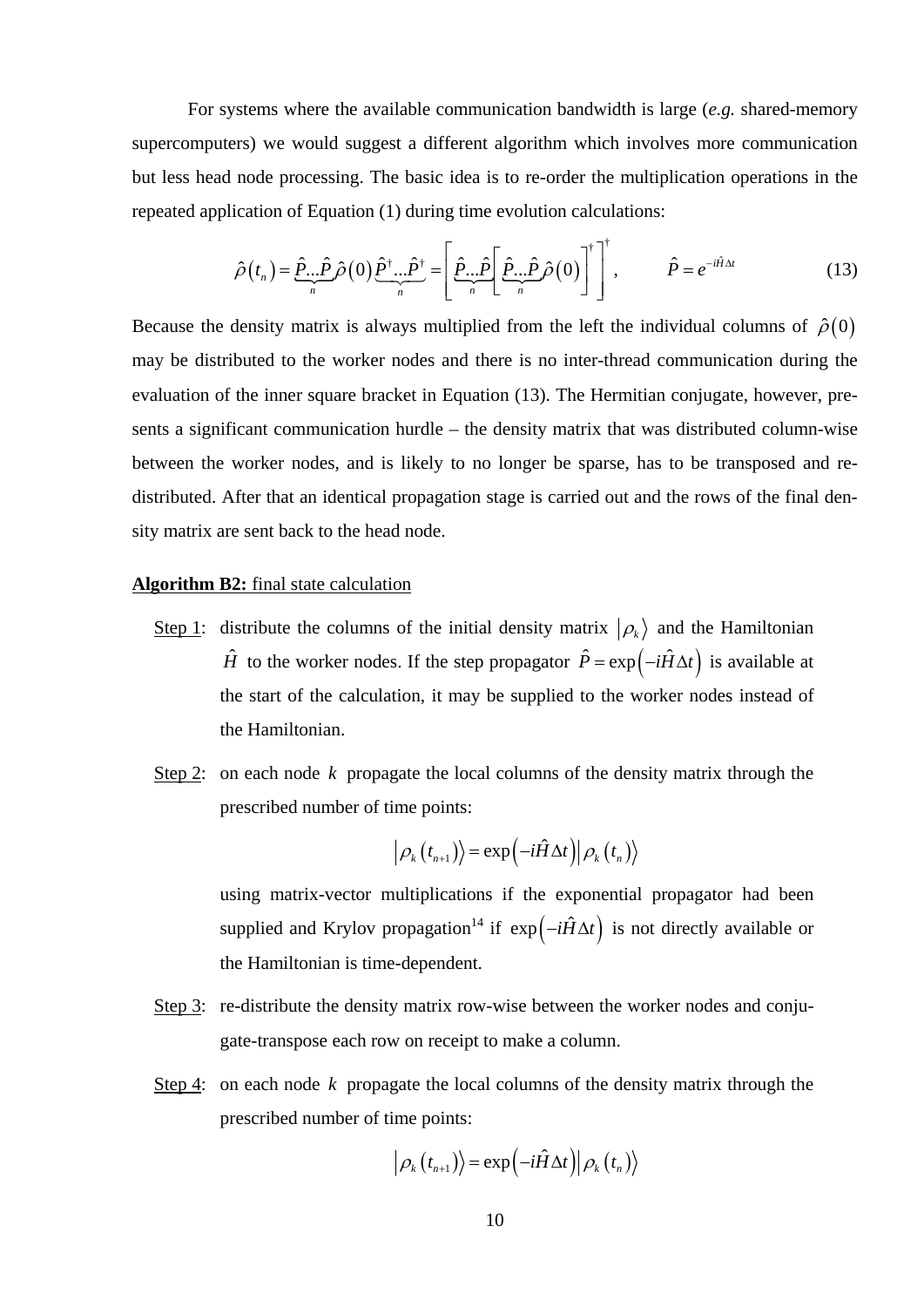For systems where the available communication bandwidth is large (*e.g.* shared-memory supercomputers) we would suggest a different algorithm which involves more communication but less head node processing. The basic idea is to re-order the multiplication operations in the repeated application of Equation (1) during time evolution calculations:

$$\hat{\rho}(t_n) = \underbrace{\hat{P}...\hat{P}}_{n}\hat{\rho}(0)\underbrace{\hat{P}^{\dagger}...\hat{P}^{\dagger}}_{n} = \left[\underbrace{\hat{P}...\hat{P}}_{n}\left[\underbrace{\hat{P}...\hat{P}}_{n}\hat{\rho}(0)\right]^{\dagger}\right]^{\dagger}, \qquad \hat{P} = e^{-i\hat{H}\Delta t} \tag{13}$$

Because the density matrix is always multiplied from the left the individual columns of $\hat{\rho}(0)$ may be distributed to the worker nodes and there is no inter-thread communication during the evaluation of the inner square bracket in Equation (13). The Hermitian conjugate, however, presents a significant communication hurdle – the density matrix that was distributed column-wise between the worker nodes, and is likely to no longer be sparse, has to be transposed and re-distributed. After that an identical propagation stage is carried out and the rows of the final density matrix are sent back to the head node.

**Algorithm B2:** final state calculation

- Step 1: distribute the columns of the initial density matrix $|\rho_k\rangle$ and the Hamiltonian $\hat{H}$ to the worker nodes. If the step propagator $\hat{P} = \exp\left(-i\hat{H}\Delta t\right)$ is available at the start of the calculation, it may be supplied to the worker nodes instead of the Hamiltonian.

- Step 2: on each node $k$ propagate the local columns of the density matrix through the prescribed number of time points:

  $$|\rho_k(t_{n+1})\rangle = \exp\left(-i\hat{H}\Delta t\right)|\rho_k(t_n)\rangle$$

  using matrix-vector multiplications if the exponential propagator had been supplied and Krylov propagation[14] if $\exp\left(-i\hat{H}\Delta t\right)$ is not directly available or the Hamiltonian is time-dependent.

- Step 3: re-distribute the density matrix row-wise between the worker nodes and conjugate-transpose each row on receipt to make a column.

- Step 4: on each node $k$ propagate the local columns of the density matrix through the prescribed number of time points:

  $$|\rho_k(t_{n+1})\rangle = \exp\left(-i\hat{H}\Delta t\right)|\rho_k(t_n)\rangle$$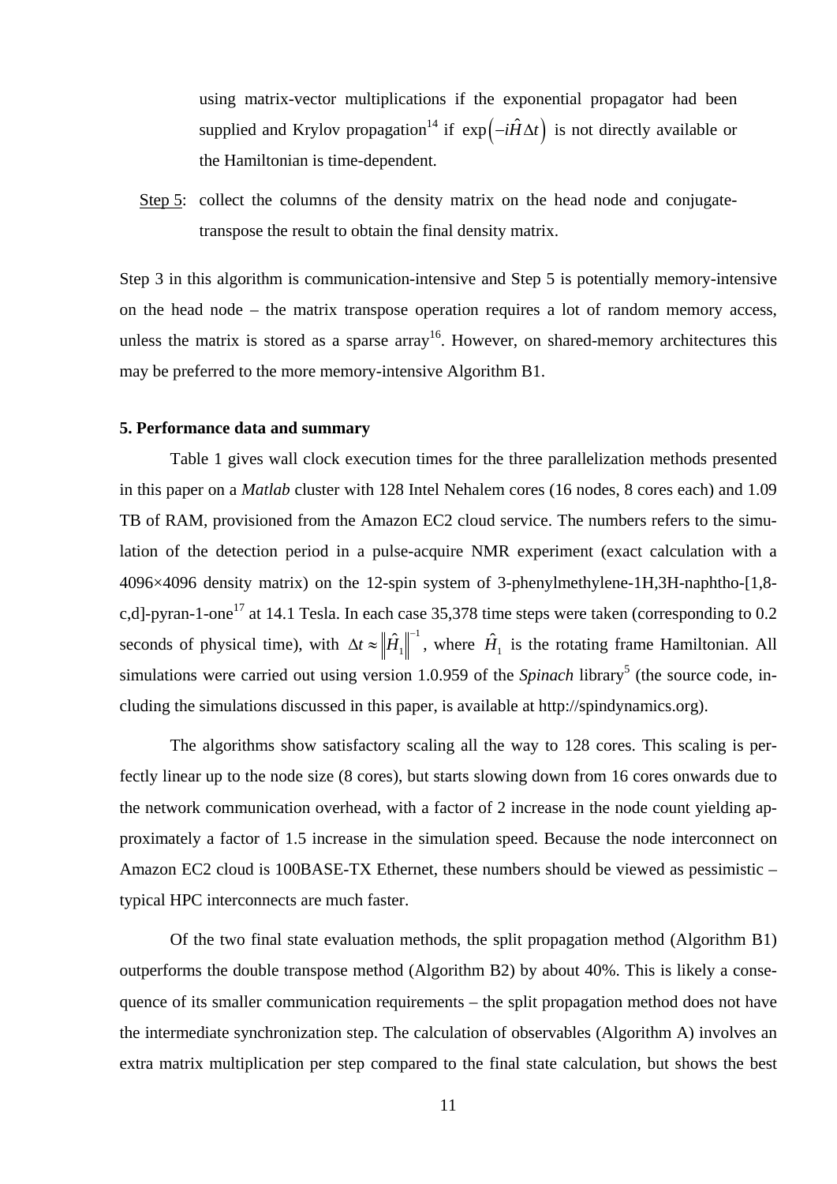using matrix-vector multiplications if the exponential propagator had been supplied and Krylov propagation[14] if $\exp\left(-i\hat{H}\Delta t\right)$ is not directly available or the Hamiltonian is time-dependent.

Step 5: collect the columns of the density matrix on the head node and conjugate-transpose the result to obtain the final density matrix.

Step 3 in this algorithm is communication-intensive and Step 5 is potentially memory-intensive on the head node – the matrix transpose operation requires a lot of random memory access, unless the matrix is stored as a sparse array[16]. However, on shared-memory architectures this may be preferred to the more memory-intensive Algorithm B1.

### 5. Performance data and summary

Table 1 gives wall clock execution times for the three parallelization methods presented in this paper on a *Matlab* cluster with 128 Intel Nehalem cores (16 nodes, 8 cores each) and 1.09 TB of RAM, provisioned from the Amazon EC2 cloud service. The numbers refers to the simulation of the detection period in a pulse-acquire NMR experiment (exact calculation with a 4096×4096 density matrix) on the 12-spin system of 3-phenylmethylene-1H,3H-naphtho-[1,8-c,d]-pyran-1-one[17] at 14.1 Tesla. In each case 35,378 time steps were taken (corresponding to 0.2 seconds of physical time), with $\Delta t \approx \left\|\hat{H}_1\right\|^{-1}$, where $\hat{H}_1$ is the rotating frame Hamiltonian. All simulations were carried out using version 1.0.959 of the *Spinach* library[5] (the source code, including the simulations discussed in this paper, is available at http://spindynamics.org).

The algorithms show satisfactory scaling all the way to 128 cores. This scaling is perfectly linear up to the node size (8 cores), but starts slowing down from 16 cores onwards due to the network communication overhead, with a factor of 2 increase in the node count yielding approximately a factor of 1.5 increase in the simulation speed. Because the node interconnect on Amazon EC2 cloud is 100BASE-TX Ethernet, these numbers should be viewed as pessimistic – typical HPC interconnects are much faster.

Of the two final state evaluation methods, the split propagation method (Algorithm B1) outperforms the double transpose method (Algorithm B2) by about 40%. This is likely a consequence of its smaller communication requirements – the split propagation method does not have the intermediate synchronization step. The calculation of observables (Algorithm A) involves an extra matrix multiplication per step compared to the final state calculation, but shows the best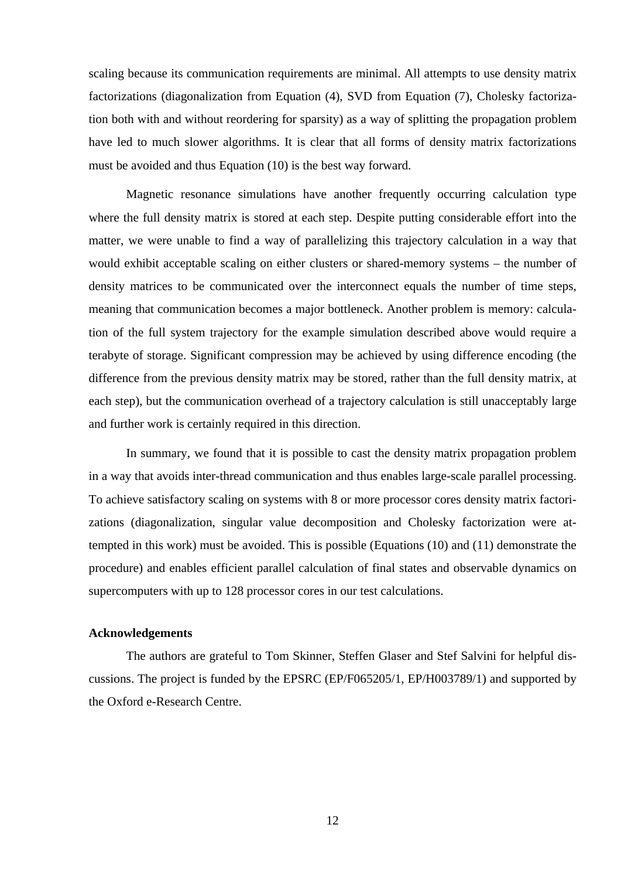scaling because its communication requirements are minimal. All attempts to use density matrix factorizations (diagonalization from Equation (4), SVD from Equation (7), Cholesky factorization both with and without reordering for sparsity) as a way of splitting the propagation problem have led to much slower algorithms. It is clear that all forms of density matrix factorizations must be avoided and thus Equation (10) is the best way forward.

Magnetic resonance simulations have another frequently occurring calculation type where the full density matrix is stored at each step. Despite putting considerable effort into the matter, we were unable to find a way of parallelizing this trajectory calculation in a way that would exhibit acceptable scaling on either clusters or shared-memory systems – the number of density matrices to be communicated over the interconnect equals the number of time steps, meaning that communication becomes a major bottleneck. Another problem is memory: calculation of the full system trajectory for the example simulation described above would require a terabyte of storage. Significant compression may be achieved by using difference encoding (the difference from the previous density matrix may be stored, rather than the full density matrix, at each step), but the communication overhead of a trajectory calculation is still unacceptably large and further work is certainly required in this direction.

In summary, we found that it is possible to cast the density matrix propagation problem in a way that avoids inter-thread communication and thus enables large-scale parallel processing. To achieve satisfactory scaling on systems with 8 or more processor cores density matrix factorizations (diagonalization, singular value decomposition and Cholesky factorization were attempted in this work) must be avoided. This is possible (Equations (10) and (11) demonstrate the procedure) and enables efficient parallel calculation of final states and observable dynamics on supercomputers with up to 128 processor cores in our test calculations.

#### Acknowledgements

The authors are grateful to Tom Skinner, Steffen Glaser and Stef Salvini for helpful discussions. The project is funded by the EPSRC (EP/F065205/1, EP/H003789/1) and supported by the Oxford e-Research Centre.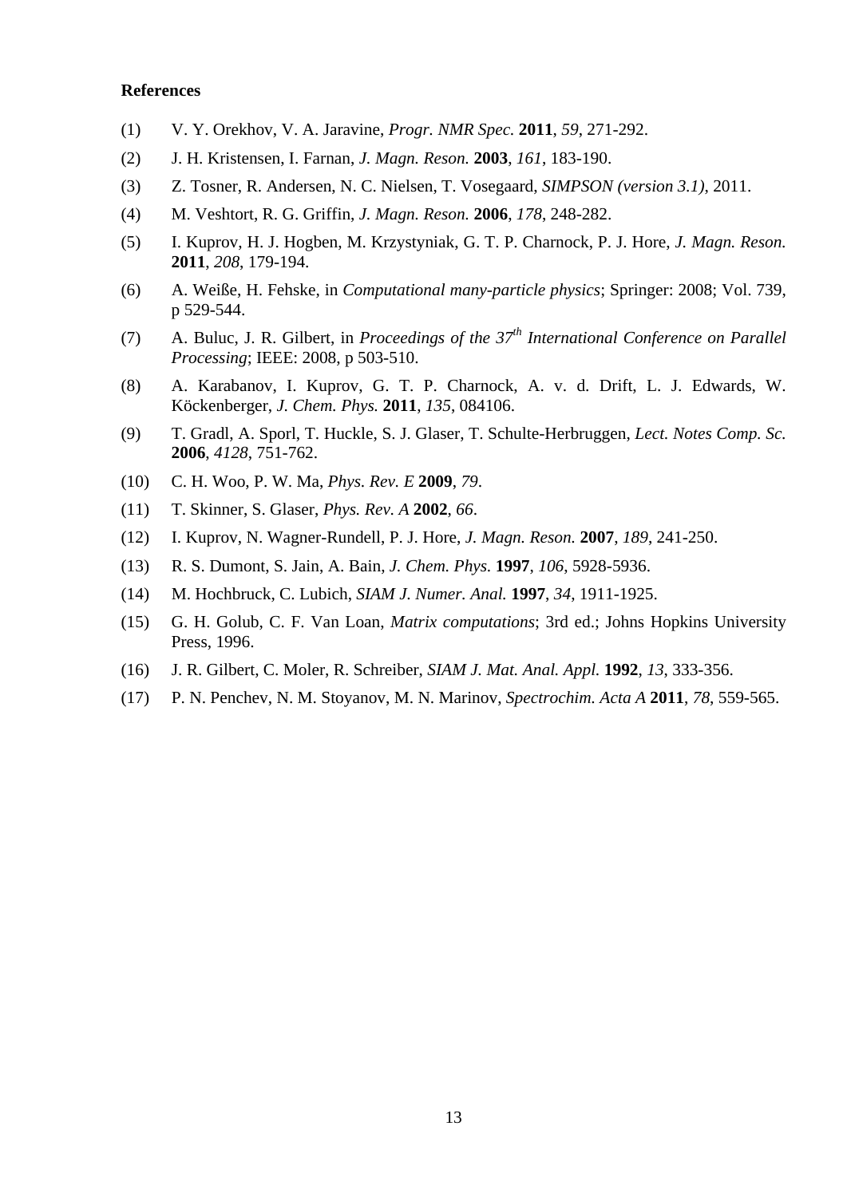**References**

(1) V. Y. Orekhov, V. A. Jaravine, *Progr. NMR Spec.* **2011**, *59*, 271-292.

(2) J. H. Kristensen, I. Farnan, *J. Magn. Reson.* **2003**, *161*, 183-190.

(3) Z. Tosner, R. Andersen, N. C. Nielsen, T. Vosegaard, *SIMPSON (version 3.1)*, 2011.

(4) M. Veshtort, R. G. Griffin, *J. Magn. Reson.* **2006**, *178*, 248-282.

(5) I. Kuprov, H. J. Hogben, M. Krzystyniak, G. T. P. Charnock, P. J. Hore, *J. Magn. Reson.* **2011**, *208*, 179-194.

(6) A. Weiße, H. Fehske, in *Computational many-particle physics*; Springer: 2008; Vol. 739, p 529-544.

(7) A. Buluc, J. R. Gilbert, in *Proceedings of the 37th International Conference on Parallel Processing*; IEEE: 2008, p 503-510.

(8) A. Karabanov, I. Kuprov, G. T. P. Charnock, A. v. d. Drift, L. J. Edwards, W. Köckenberger, *J. Chem. Phys.* **2011**, *135*, 084106.

(9) T. Gradl, A. Sporl, T. Huckle, S. J. Glaser, T. Schulte-Herbruggen, *Lect. Notes Comp. Sc.* **2006**, *4128*, 751-762.

(10) C. H. Woo, P. W. Ma, *Phys. Rev. E* **2009**, *79*.

(11) T. Skinner, S. Glaser, *Phys. Rev. A* **2002**, *66*.

(12) I. Kuprov, N. Wagner-Rundell, P. J. Hore, *J. Magn. Reson.* **2007**, *189*, 241-250.

(13) R. S. Dumont, S. Jain, A. Bain, *J. Chem. Phys.* **1997**, *106*, 5928-5936.

(14) M. Hochbruck, C. Lubich, *SIAM J. Numer. Anal.* **1997**, *34*, 1911-1925.

(15) G. H. Golub, C. F. Van Loan, *Matrix computations*; 3rd ed.; Johns Hopkins University Press, 1996.

(16) J. R. Gilbert, C. Moler, R. Schreiber, *SIAM J. Mat. Anal. Appl.* **1992**, *13*, 333-356.

(17) P. N. Penchev, N. M. Stoyanov, M. N. Marinov, *Spectrochim. Acta A* **2011**, *78*, 559-565.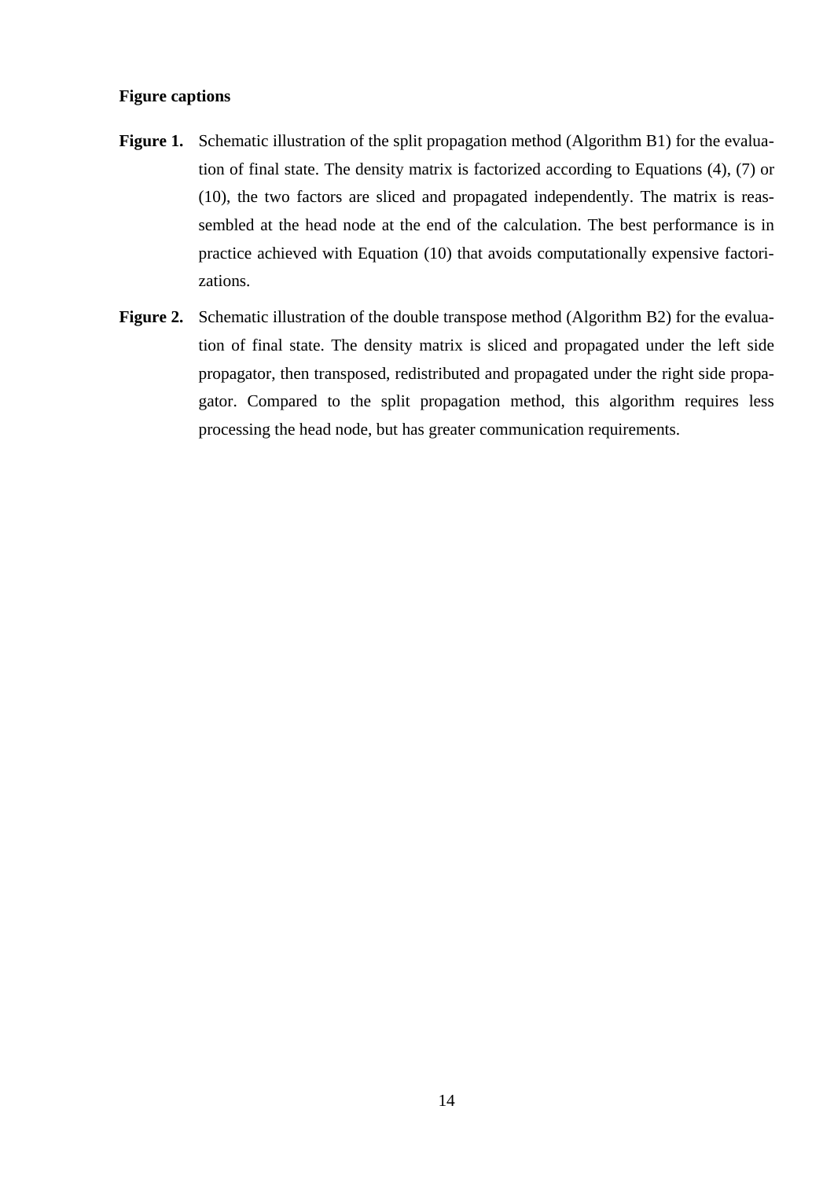**Figure captions**

**Figure 1.** Schematic illustration of the split propagation method (Algorithm B1) for the evaluation of final state. The density matrix is factorized according to Equations (4), (7) or (10), the two factors are sliced and propagated independently. The matrix is reassembled at the head node at the end of the calculation. The best performance is in practice achieved with Equation (10) that avoids computationally expensive factorizations.

**Figure 2.** Schematic illustration of the double transpose method (Algorithm B2) for the evaluation of final state. The density matrix is sliced and propagated under the left side propagator, then transposed, redistributed and propagated under the right side propagator. Compared to the split propagation method, this algorithm requires less processing the head node, but has greater communication requirements.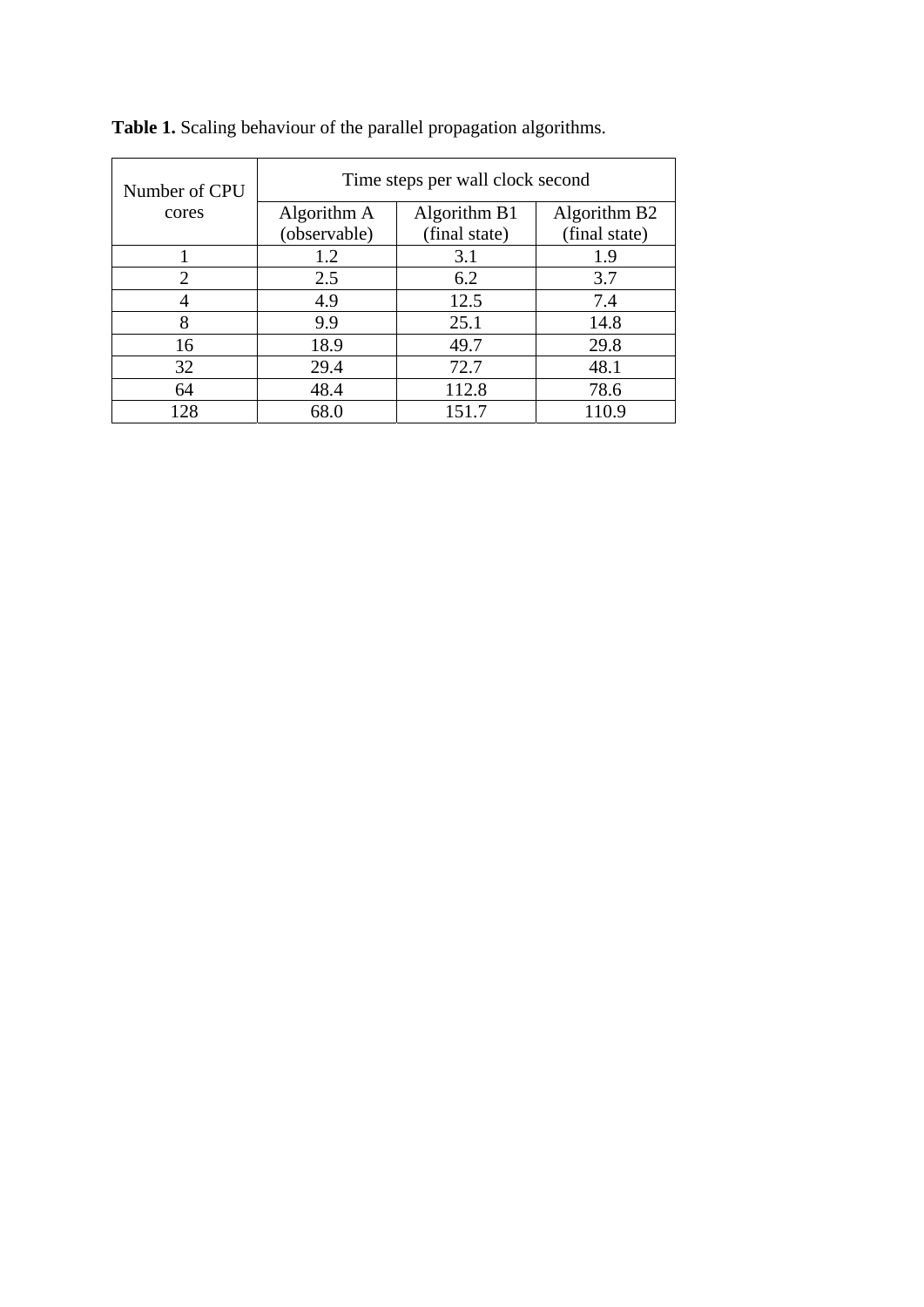**Table 1.** Scaling behaviour of the parallel propagation algorithms.

| Number of CPU cores | Time steps per wall clock second | | |
|---|---|---|---|
| | Algorithm A (observable) | Algorithm B1 (final state) | Algorithm B2 (final state) |
| 1 | 1.2 | 3.1 | 1.9 |
| 2 | 2.5 | 6.2 | 3.7 |
| 4 | 4.9 | 12.5 | 7.4 |
| 8 | 9.9 | 25.1 | 14.8 |
| 16 | 18.9 | 49.7 | 29.8 |
| 32 | 29.4 | 72.7 | 48.1 |
| 64 | 48.4 | 112.8 | 78.6 |
| 128 | 68.0 | 151.7 | 110.9 |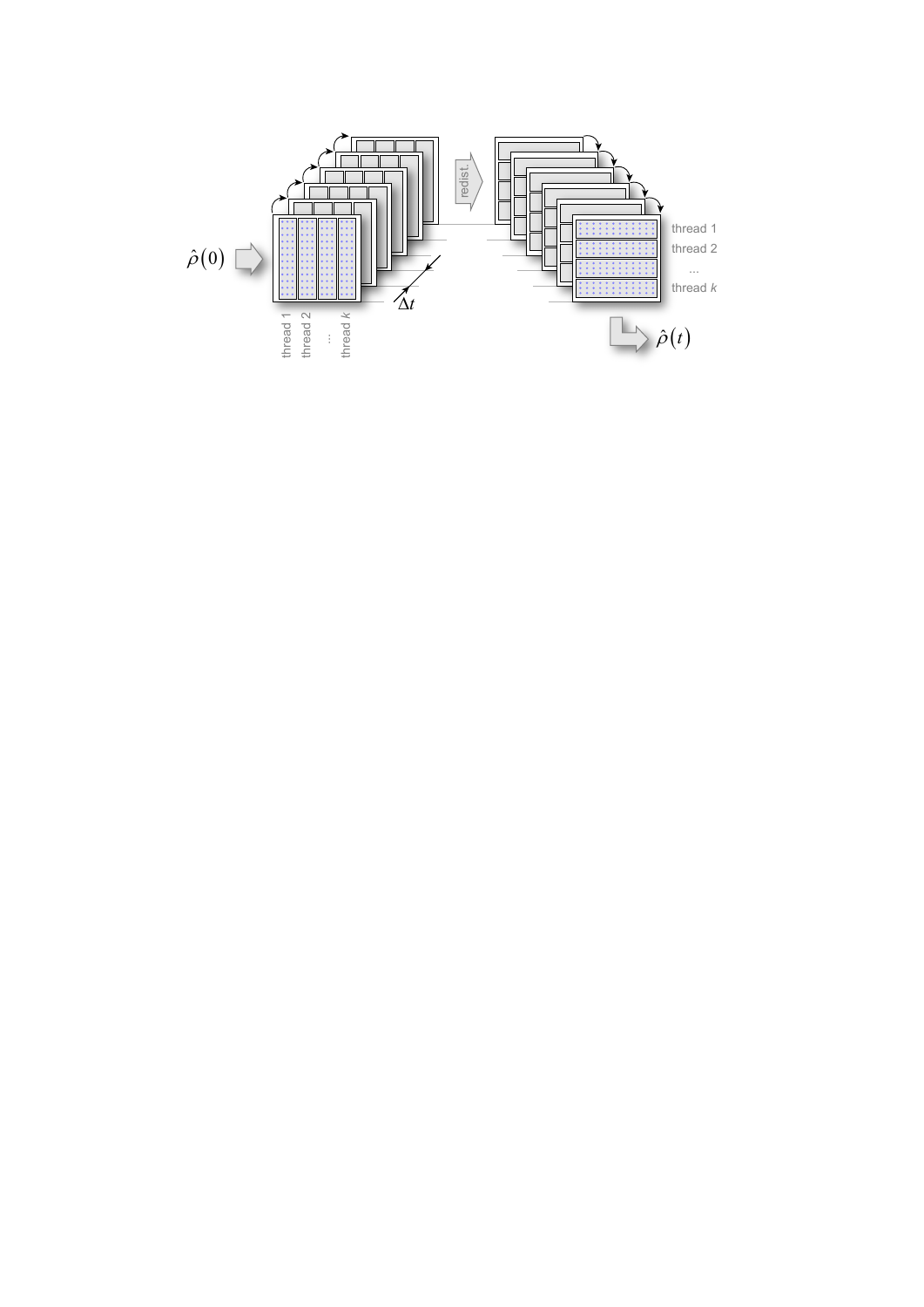$\hat{\rho}(0)$

thread 1
thread 2
...
thread $k$

$\Delta t$

redist.

thread 1
thread 2
...
thread $k$

$\hat{\rho}(t)$